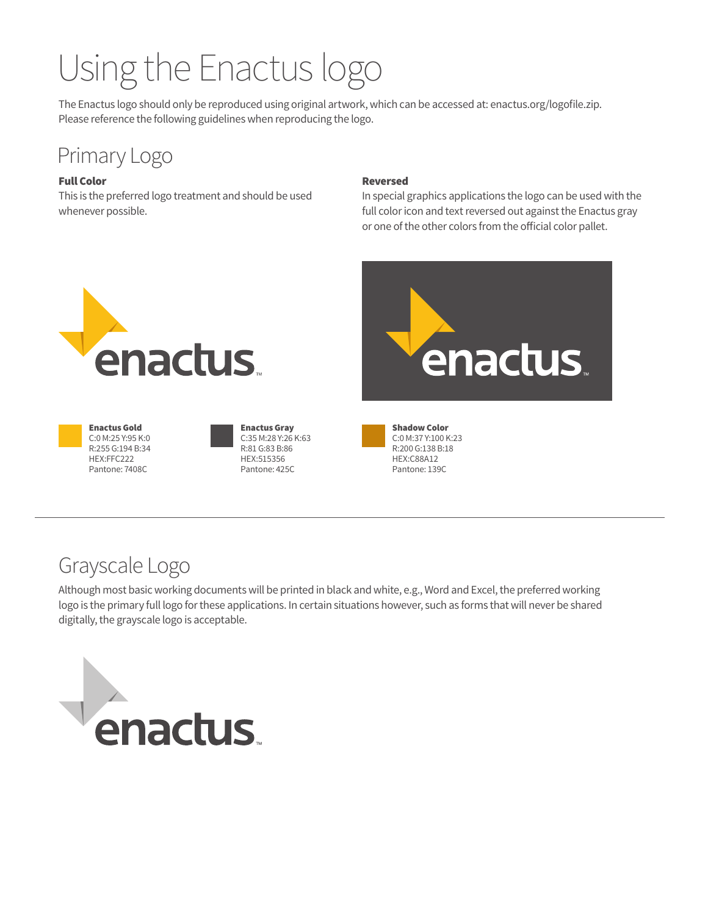# Using the Enactus logo

The Enactus logo should only be reproduced using original artwork, which can be accessed at: enactus.org/logofile.zip. Please reference the following guidelines when reproducing the logo.

## Primary Logo

**Full Color**
This is the preferred logo treatment and should be used whenever possible.

**Reversed**
In special graphics applications the logo can be used with the full color icon and text reversed out against the Enactus gray or one of the other colors from the official color pallet.

**Enactus Gold**
C:0 M:25 Y:95 K:0
R:255 G:194 B:34
HEX:FFC222
Pantone: 7408C

**Enactus Gray**
C:35 M:28 Y:26 K:63
R:81 G:83 B:86
HEX:515356
Pantone: 425C

**Shadow Color**
C:0 M:37 Y:100 K:23
R:200 G:138 B:18
HEX:C88A12
Pantone: 139C

---

## Grayscale Logo

Although most basic working documents will be printed in black and white, e.g., Word and Excel, the preferred working logo is the primary full logo for these applications. In certain situations however, such as forms that will never be shared digitally, the grayscale logo is acceptable.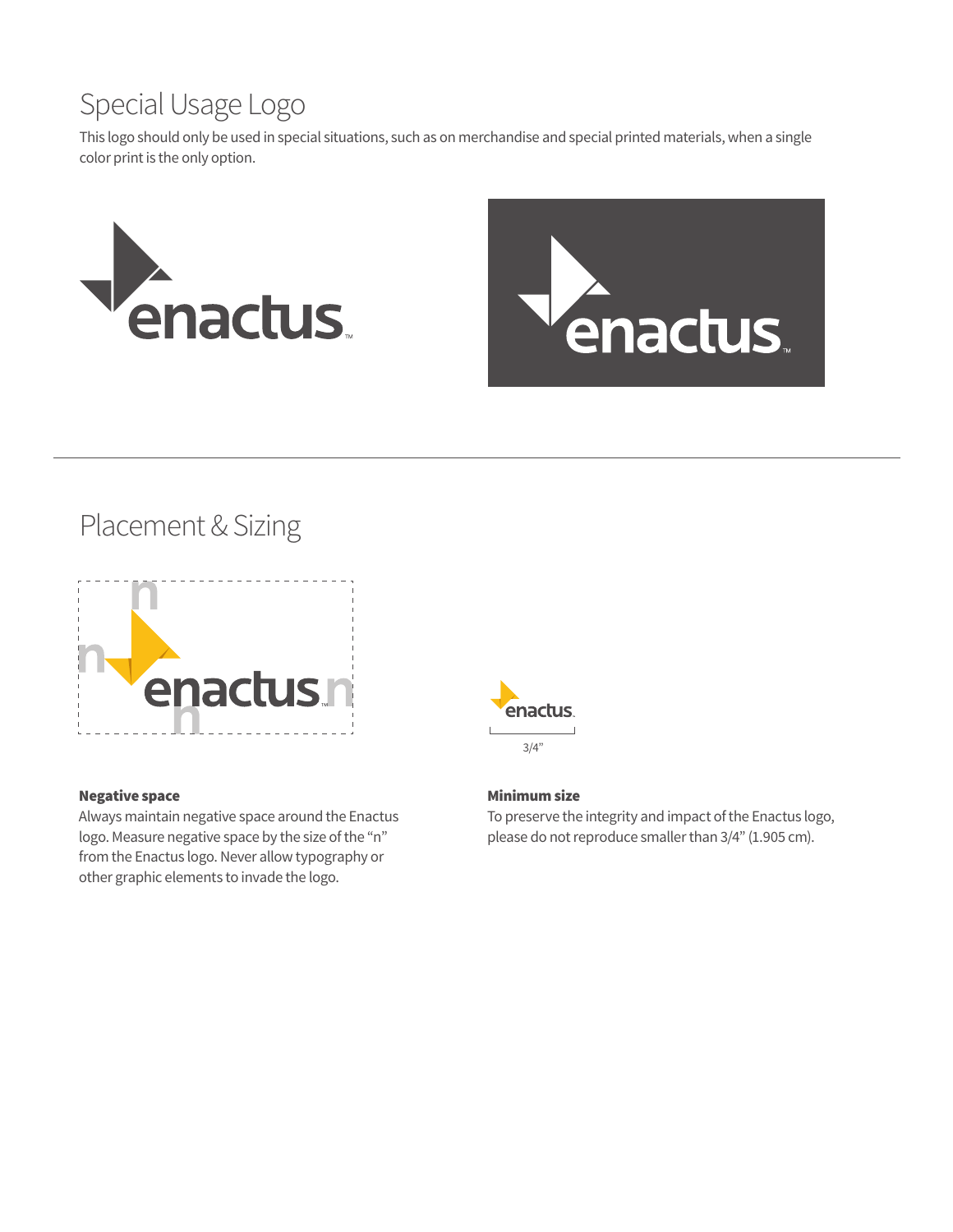# Special Usage Logo

This logo should only be used in special situations, such as on merchandise and special printed materials, when a single color print is the only option.

# Placement & Sizing

3/4"

**Negative space**

Always maintain negative space around the Enactus logo. Measure negative space by the size of the "n" from the Enactus logo. Never allow typography or other graphic elements to invade the logo.

**Minimum size**

To preserve the integrity and impact of the Enactus logo, please do not reproduce smaller than 3/4" (1.905 cm).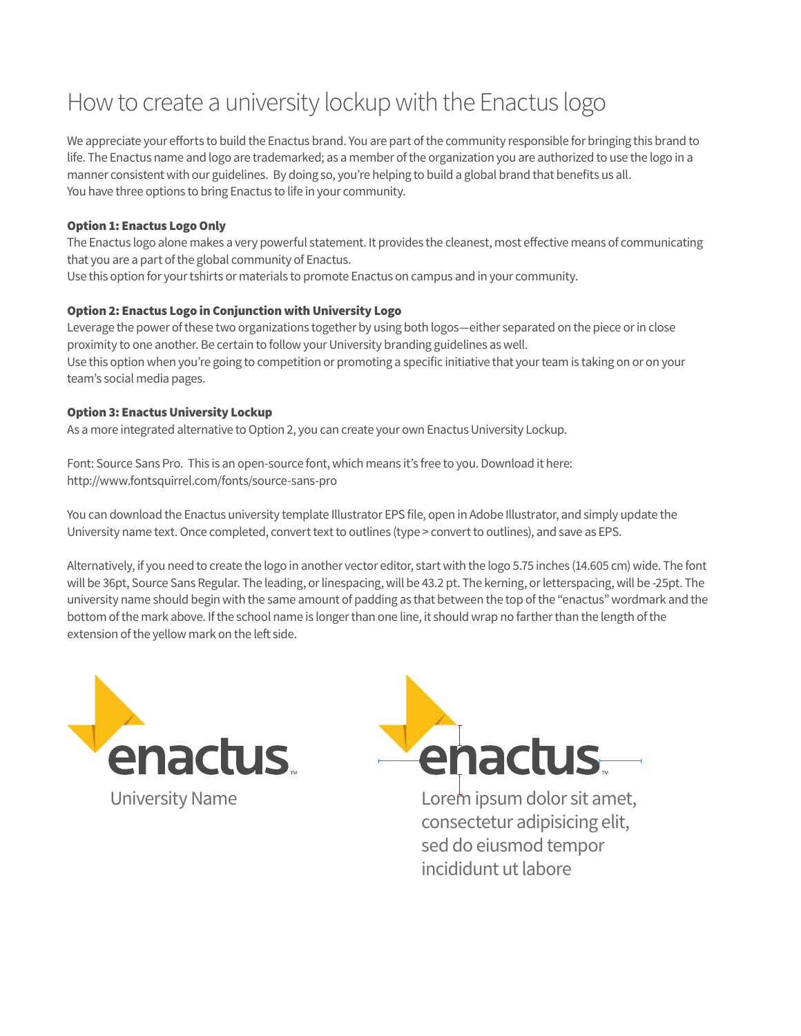# How to create a university lockup with the Enactus logo

We appreciate your efforts to build the Enactus brand. You are part of the community responsible for bringing this brand to life. The Enactus name and logo are trademarked; as a member of the organization you are authorized to use the logo in a manner consistent with our guidelines. By doing so, you're helping to build a global brand that benefits us all.
You have three options to bring Enactus to life in your community.

**Option 1: Enactus Logo Only**
The Enactus logo alone makes a very powerful statement. It provides the cleanest, most effective means of communicating that you are a part of the global community of Enactus.
Use this option for your tshirts or materials to promote Enactus on campus and in your community.

**Option 2: Enactus Logo in Conjunction with University Logo**
Leverage the power of these two organizations together by using both logos—either separated on the piece or in close proximity to one another. Be certain to follow your University branding guidelines as well.
Use this option when you're going to competition or promoting a specific initiative that your team is taking on or on your team's social media pages.

**Option 3: Enactus University Lockup**
As a more integrated alternative to Option 2, you can create your own Enactus University Lockup.

Font: Source Sans Pro. This is an open-source font, which means it's free to you. Download it here:
http://www.fontsquirrel.com/fonts/source-sans-pro

You can download the Enactus university template Illustrator EPS file, open in Adobe Illustrator, and simply update the University name text. Once completed, convert text to outlines (type > convert to outlines), and save as EPS.

Alternatively, if you need to create the logo in another vector editor, start with the logo 5.75 inches (14.605 cm) wide. The font will be 36pt, Source Sans Regular. The leading, or linespacing, will be 43.2 pt. The kerning, or letterspacing, will be -25pt. The university name should begin with the same amount of padding as that between the top of the "enactus" wordmark and the bottom of the mark above. If the school name is longer than one line, it should wrap no farther than the length of the extension of the yellow mark on the left side.

enactus™
University Name

enactus™
Lorem ipsum dolor sit amet,
consectetur adipisicing elit,
sed do eiusmod tempor
incididunt ut labore